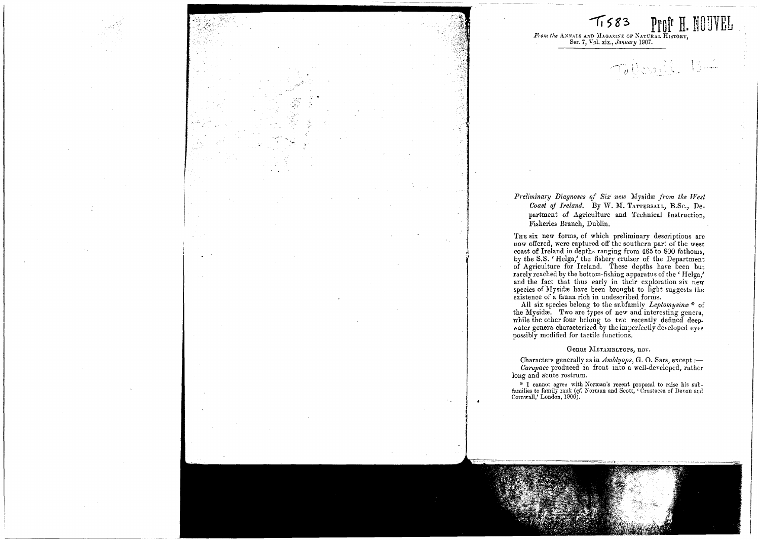T1583 Prof H. NOUVEL

From the ANNALS AND MAGAZINE OF NATURAL HISTORY, Ser. 7, Vol. xix., *January* 1907.

Tattersall. 1907

*Preliminary Diagnoses of Six new* Mysidæ *from the West Coast of Ireland.* By W. M. TATTERSALL, B.Sc., Department of Agriculture and Technical Instruction, Fisheries Branch, Dublin.

THE six new forms, of which preliminary descriptions are now offered, were captured off the southern part of the west coast of Ireland in depths ranging from 465 to 800 fathoms, by the S.S. 'Helga,' the fishery cruiser of the Department of Agriculture for Ireland. These depths have been but rarely reached by the bottom-fishing apparatus of the 'Helga,' and the fact that thus early in their exploration six new species of Mysidæ have been brought to light suggests the existence of a fauna rich in undescribed forms.

All six species belong to the subfamily *Leptomysinæ* * of the Mysidæ. Two are types of new and interesting genera, while the other four belong to two recently defined deep-water genera characterized by the imperfectly developed eyes possibly modified for tactile functions.

### Genus METAMBLYOPS, nov.

Characters generally as in *Amblyops*, G. O. Sars, except:—

*Carapace* produced in front into a well-developed, rather long and acute rostrum.

\* I cannot agree with Norman's recent proposal to raise his subfamilies to family rank (*cf.* Norman and Scott, 'Crustacea of Devon and Cornwall,' London, 1906).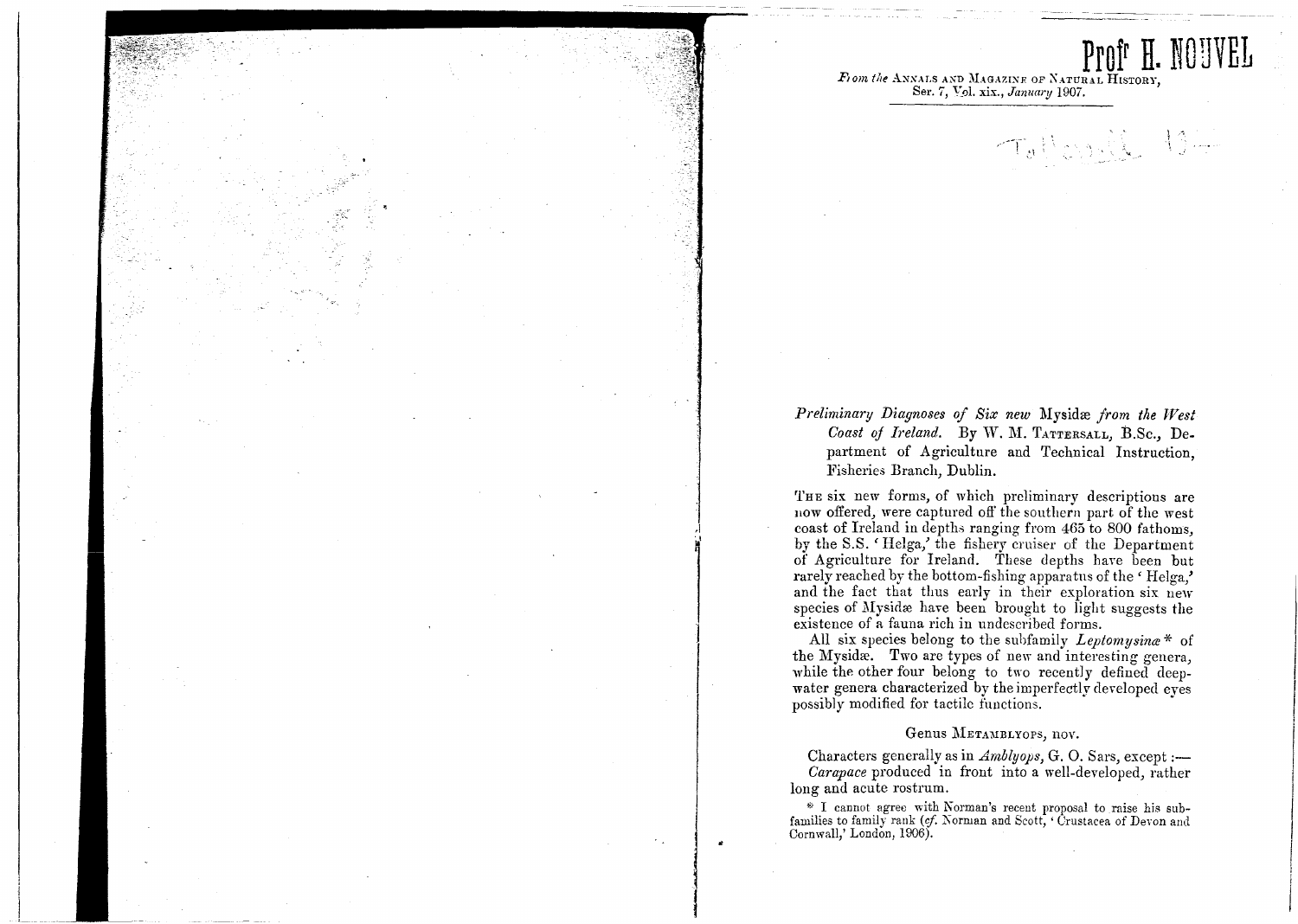Prof<sup>r</sup> H. NOUVEL

*From the* ANNALS AND MAGAZINE OF NATURAL HISTORY, Ser. 7, Vol. xix., *January* 1907.

*Preliminary Diagnoses of Six new* Mysidæ *from the West Coast of Ireland.* By W. M. TATTERSALL, B.Sc., Department of Agriculture and Technical Instruction, Fisheries Branch, Dublin.

THE six new forms, of which preliminary descriptions are now offered, were captured off the southern part of the west coast of Ireland in depths ranging from 465 to 800 fathoms, by the S.S. 'Helga,' the fishery cruiser of the Department of Agriculture for Ireland. These depths have been but rarely reached by the bottom-fishing apparatus of the 'Helga,' and the fact that thus early in their exploration six new species of Mysidæ have been brought to light suggests the existence of a fauna rich in undescribed forms.

All six species belong to the subfamily *Leptomysinæ* * of the Mysidæ. Two are types of new and interesting genera, while the other four belong to two recently defined deep-water genera characterized by the imperfectly developed eyes possibly modified for tactile functions.

## Genus METAMBLYOPS, nov.

Characters generally as in *Amblyops*, G. O. Sars, except :—

*Carapace* produced in front into a well-developed, rather long and acute rostrum.

\* I cannot agree with Norman's recent proposal to raise his subfamilies to family rank (*cf.* Norman and Scott, 'Crustacea of Devon and Cornwall,' London, 1906).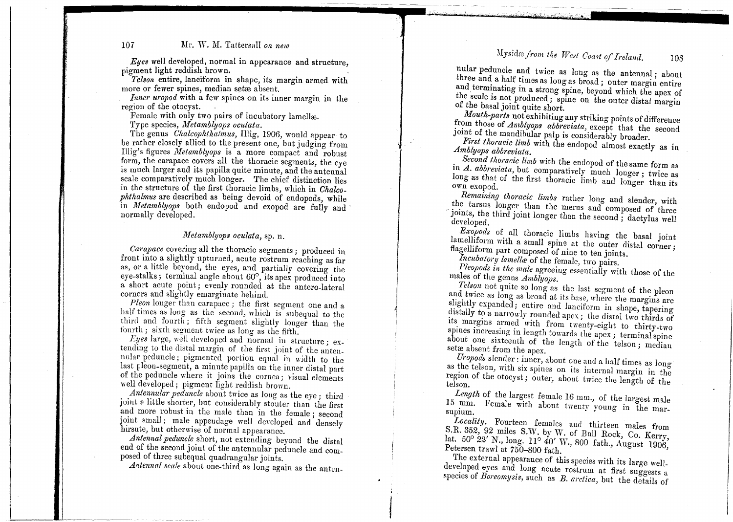*Eyes* well developed, normal in appearance and structure, pigment light reddish brown.

*Telson* entire, lanciform in shape, its margin armed with more or fewer spines, median setæ absent.

*Inner uropod* with a few spines on its inner margin in the region of the otocyst.

Female with only two pairs of incubatory lamellæ.

Type species, *Metamblyops oculata*.

The genus *Chalcophthalmus*, Illig, 1906, would appear to be rather closely allied to the present one, but judging from Illig's figures *Metamblyops* is a more compact and robust form, the carapace covers all the thoracic segments, the eye is much larger and its papilla quite minute, and the antennal scale comparatively much longer. The chief distinction lies in the structure of the first thoracic limbs, which in *Chalcophthalmus* are described as being devoid of endopods, while in *Metamblyops* both endopod and exopod are fully and normally developed.

### *Metamblyops oculata*, sp. n.

*Carapace* covering all the thoracic segments; produced in front into a slightly upturned, acute rostrum reaching as far as, or a little beyond, the eyes, and partially covering the eye-stalks; terminal angle about 60°, its apex produced into a short acute point; evenly rounded at the antero-lateral corners and slightly emarginate behind.

*Pleon* longer than carapace; the first segment one and a half times as long as the second, which is subequal to the third and fourth; fifth segment slightly longer than the fourth; sixth segment twice as long as the fifth.

*Eyes* large, well developed and normal in structure; extending to the distal margin of the first joint of the antennular peduncle; pigmented portion equal in width to the last pleon-segment, a minute papilla on the inner distal part of the peduncle where it joins the cornea; visual elements well developed; pigment light reddish brown.

*Antennular peduncle* about twice as long as the eye; third joint a little shorter, but considerably stouter than the first and more robust in the male than in the female; second joint small; male appendage well developed and densely hirsute, but otherwise of normal appearance.

*Antennal peduncle* short, not extending beyond the distal end of the second joint of the antennular peduncle and composed of three subequal quadrangular joints.

*Antennal scale* about one-third as long again as the antennular peduncle and twice as long as the antennal; about three and a half times as long as broad; outer margin entire and terminating in a strong spine, beyond which the apex of the scale is not produced; spine on the outer distal margin of the basal joint quite short.

*Mouth-parts* not exhibiting any striking points of difference from those of *Amblyops abbreviata*, except that the second joint of the mandibular palp is considerably broader.

*First thoracic limb* with the endopod almost exactly as in *Amblyops abbreviata*.

*Second thoracic limb* with the endopod of the same form as in *A. abbreviata*, but comparatively much longer; twice as long as that of the first thoracic limb and longer than its own exopod.

*Remaining thoracic limbs* rather long and slender, with the tarsus longer than the merus and composed of three joints, the third joint longer than the second; dactylus well developed.

*Exopods* of all thoracic limbs having the basal joint lamelliform with a small spine at the outer distal corner; flagelliform part composed of nine to ten joints.

*Incubatory lamellæ* of the female, two pairs.

*Pleopods in the male* agreeing essentially with those of the males of the genus *Amblyops*.

*Telson* not quite so long as the last segment of the pleon and twice as long as broad at its base, where the margins are slightly expanded; entire and lanciform in shape, tapering distally to a narrowly rounded apex; the distal two thirds of its margins armed with from twenty-eight to thirty-two spines increasing in length towards the apex; terminal spine about one sixteenth of the length of the telson; median setæ absent from the apex.

*Uropods* slender: inner, about one and a half times as long as the telson, with six spines on its internal margin in the region of the otocyst; outer, about twice the length of the telson.

*Length* of the largest female 16 mm., of the largest male 15 mm. Female with about twenty young in the marsupium.

*Locality*. Fourteen females and thirteen males from S.R. 352, 92 miles S.W. by W. of Bull Rock, Co. Kerry, lat. 50° 22′ N., long. 11° 40′ W., 800 fath., August 1906, Petersen trawl at 750–800 fath.

The external appearance of this species with its large well-developed eyes and long acute rostrum at first suggests a species of *Boreomysis*, such as *B. arctica*, but the details of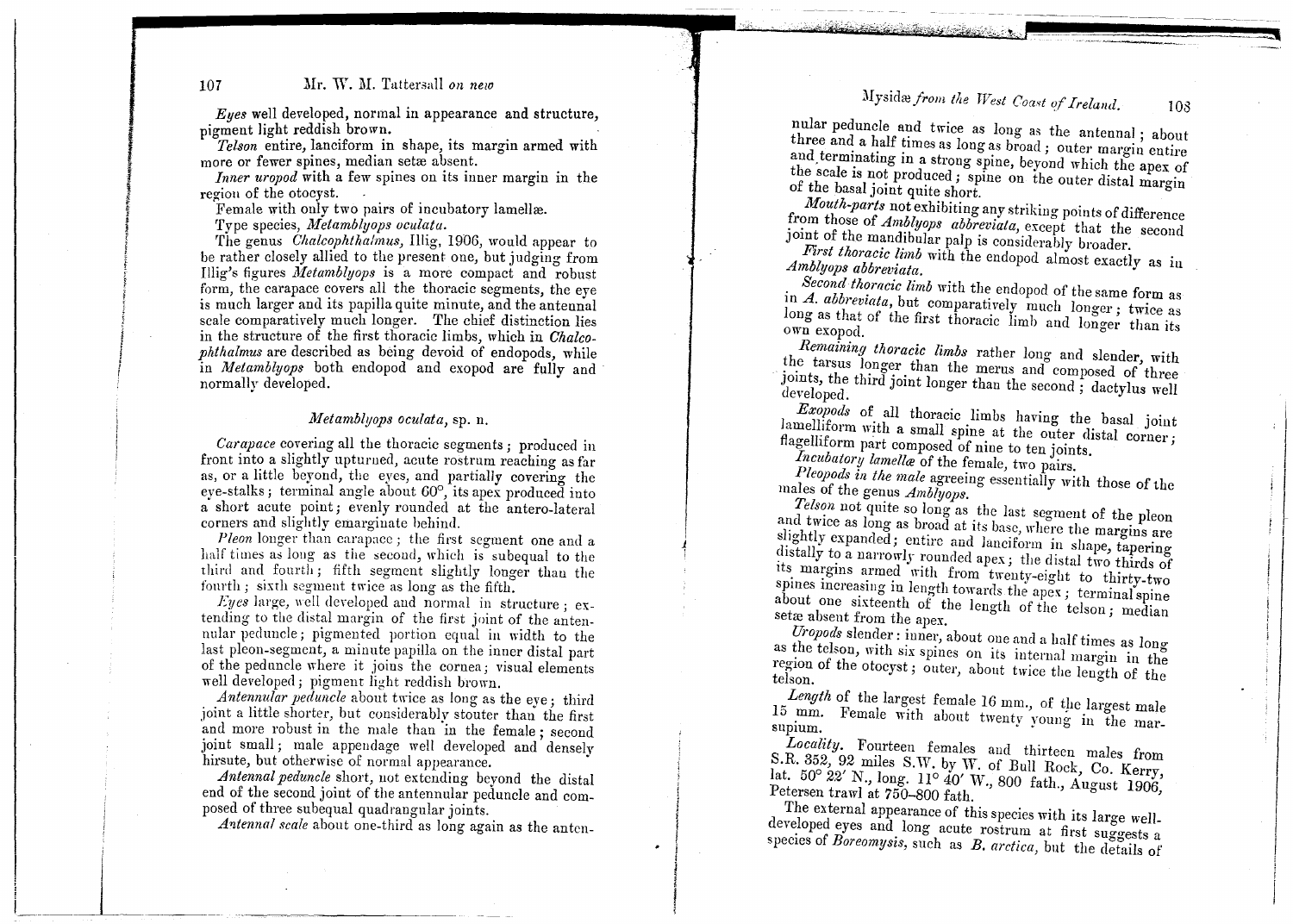*Eyes* well developed, normal in appearance and structure, pigment light reddish brown.

*Telson* entire, lanciform in shape, its margin armed with more or fewer spines, median setæ absent.

*Inner uropod* with a few spines on its inner margin in the region of the otocyst.

Female with only two pairs of incubatory lamellæ.

Type species, *Metamblyops oculata*.

The genus *Chalcophthalmus*, Illig, 1906, would appear to be rather closely allied to the present one, but judging from Illig's figures *Metamblyops* is a more compact and robust form, the carapace covers all the thoracic segments, the eye is much larger and its papilla quite minute, and the antennal scale comparatively much longer. The chief distinction lies in the structure of the first thoracic limbs, which in *Chalcophthalmus* are described as being devoid of endopods, while in *Metamblyops* both endopod and exopod are fully and normally developed.

### *Metamblyops oculata*, sp. n.

*Carapace* covering all the thoracic segments; produced in front into a slightly upturned, acute rostrum reaching as far as, or a little beyond, the eyes, and partially covering the eye-stalks; terminal angle about 60°, its apex produced into a short acute point; evenly rounded at the antero-lateral corners and slightly emarginate behind.

*Pleon* longer than carapace; the first segment one and a half times as long as the second, which is subequal to the third and fourth; fifth segment slightly longer than the fourth; sixth segment twice as long as the fifth.

*Eyes* large, well developed and normal in structure; extending to the distal margin of the first joint of the antennular peduncle; pigmented portion equal in width to the last pleon-segment, a minute papilla on the inner distal part of the peduncle where it joins the cornea; visual elements well developed; pigment light reddish brown.

*Antennular peduncle* about twice as long as the eye; third joint a little shorter, but considerably stouter than the first and more robust in the male than in the female; second joint small; male appendage well developed and densely hirsute, but otherwise of normal appearance.

*Antennal peduncle* short, not extending beyond the distal end of the second joint of the antennular peduncle and composed of three subequal quadrangular joints.

*Antennal scale* about one-third as long again as the antennular peduncle and twice as long as the antennal; about three and a half times as long as broad; outer margin entire and terminating in a strong spine, beyond which the apex of the scale is not produced; spine on the outer distal margin of the basal joint quite short.

*Mouth-parts* not exhibiting any striking points of difference from those of *Amblyops abbreviata*, except that the second joint of the mandibular palp is considerably broader.

*First thoracic limb* with the endopod almost exactly as in *Amblyops abbreviata*.

*Second thoracic limb* with the endopod of the same form as in *A. abbreviata*, but comparatively much longer; twice as long as that of the first thoracic limb and longer than its own exopod.

*Remaining thoracic limbs* rather long and slender, with the tarsus longer than the merus and composed of three joints, the third joint longer than the second; dactylus well developed.

*Exopods* of all thoracic limbs having the basal joint lamelliform with a small spine at the outer distal corner; flagelliform part composed of nine to ten joints.

*Incubatory lamellæ* of the female, two pairs.

*Pleopods in the male* agreeing essentially with those of the males of the genus *Amblyops*.

*Telson* not quite so long as the last segment of the pleon and twice as long as broad at its base, where the margins are slightly expanded; entire and lanciform in shape, tapering distally to a narrowly rounded apex; the distal two thirds of its margins armed with from twenty-eight to thirty-two spines increasing in length towards the apex; terminal spine about one sixteenth of the length of the telson; median setæ absent from the apex.

*Uropods* slender: inner, about one and a half times as long as the telson, with six spines on its internal margin in the region of the otocyst; outer, about twice the length of the telson.

*Length* of the largest female 16 mm., of the largest male 15 mm. Female with about twenty young in the marsupium.

*Locality*. Fourteen females and thirteen males from S.R. 352, 92 miles S.W. by W. of Bull Rock, Co. Kerry, lat. 50° 22′ N., long. 11° 40′ W., 800 fath., August 1906, Petersen trawl at 750–800 fath.

The external appearance of this species with its large well-developed eyes and long acute rostrum at first suggests a species of *Boreomysis*, such as *B. arctica*, but the details of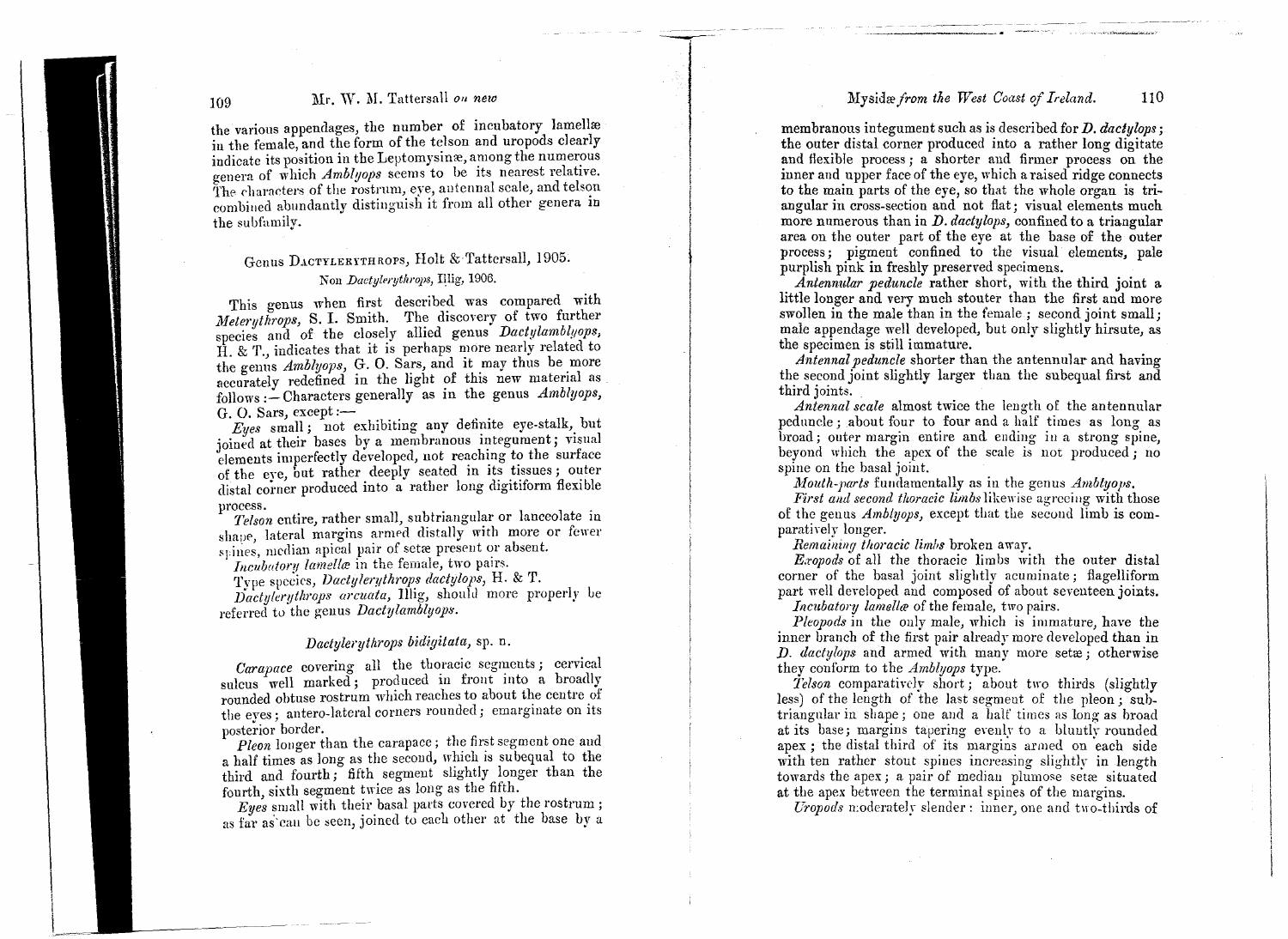the various appendages, the number of incubatory lamellæ in the female, and the form of the telson and uropods clearly indicate its position in the Leptomysinæ, among the numerous genera of which *Amblyops* seems to be its nearest relative. The characters of the rostrum, eye, antennal scale, and telson combined abundantly distinguish it from all other genera in the subfamily.

## Genus DACTYLERYTHROPS, Holt & Tattersall, 1905.

Non *Dactylerythrops*, Illig, 1906.

This genus when first described was compared with *Meterythrops*, S. I. Smith. The discovery of two further species and of the closely allied genus *Dactylamblyops*, H. & T., indicates that it is perhaps more nearly related to the genus *Amblyops*, G. O. Sars, and it may thus be more accurately redefined in the light of this new material as follows:—Characters generally as in the genus *Amblyops*, G. O. Sars, except:—

*Eyes* small; not exhibiting any definite eye-stalk, but joined at their bases by a membranous integument; visual elements imperfectly developed, not reaching to the surface of the eye, but rather deeply seated in its tissues; outer distal corner produced into a rather long digitiform flexible process.

*Telson* entire, rather small, subtriangular or lanceolate in shape, lateral margins armed distally with more or fewer spines, median apical pair of setæ present or absent.

*Incubatory lamellæ* in the female, two pairs.

Type species, *Dactylerythrops dactylops*, H. & T.

*Dactylerythrops arcuata*, Illig, should more properly be referred to the genus *Dactylamblyops*.

### *Dactylerythrops bidigitata*, sp. n.

*Carapace* covering all the thoracic segments; cervical sulcus well marked; produced in front into a broadly rounded obtuse rostrum which reaches to about the centre of the eyes; antero-lateral corners rounded; emarginate on its posterior border.

*Pleon* longer than the carapace; the first segment one and a half times as long as the second, which is subequal to the third and fourth; fifth segment slightly longer than the fourth, sixth segment twice as long as the fifth.

*Eyes* small with their basal parts covered by the rostrum; as far as can be seen, joined to each other at the base by a membranous integument such as is described for *D. dactylops*; the outer distal corner produced into a rather long digitate and flexible process; a shorter and firmer process on the inner and upper face of the eye, which a raised ridge connects to the main parts of the eye, so that the whole organ is triangular in cross-section and not flat; visual elements much more numerous than in *D. dactylops*, confined to a triangular area on the outer part of the eye at the base of the outer process; pigment confined to the visual elements, pale purplish pink in freshly preserved specimens.

*Antennular peduncle* rather short, with the third joint a little longer and very much stouter than the first and more swollen in the male than in the female; second joint small; male appendage well developed, but only slightly hirsute, as the specimen is still immature.

*Antennal peduncle* shorter than the antennular and having the second joint slightly larger than the subequal first and third joints.

*Antennal scale* almost twice the length of the antennular peduncle; about four to four and a half times as long as broad; outer margin entire and ending in a strong spine, beyond which the apex of the scale is not produced; no spine on the basal joint.

*Mouth-parts* fundamentally as in the genus *Amblyops*.

*First and second thoracic limbs* likewise agreeing with those of the genus *Amblyops*, except that the second limb is comparatively longer.

*Remaining thoracic limbs* broken away.

*Exopods* of all the thoracic limbs with the outer distal corner of the basal joint slightly acuminate; flagelliform part well developed and composed of about seventeen joints.

*Incubatory lamellæ* of the female, two pairs.

*Pleopods* in the only male, which is immature, have the inner branch of the first pair already more developed than in *D. dactylops* and armed with many more setæ; otherwise they conform to the *Amblyops* type.

*Telson* comparatively short; about two thirds (slightly less) of the length of the last segment of the pleon; subtriangular in shape; one and a half times as long as broad at its base; margins tapering evenly to a bluntly rounded apex; the distal third of its margins armed on each side with ten rather stout spines increasing slightly in length towards the apex; a pair of median plumose setæ situated at the apex between the terminal spines of the margins.

*Uropods* moderately slender: inner, one and two-thirds of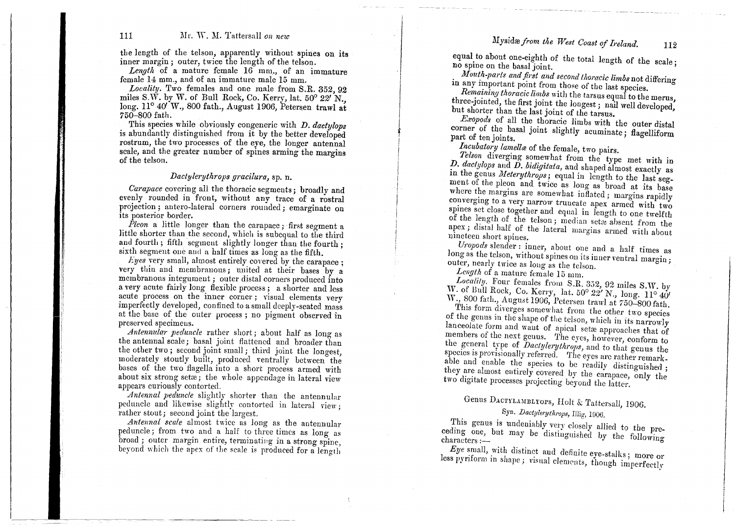the length of the telson, apparently without spines on its inner margin; outer, twice the length of the telson.

*Length* of a mature female 16 mm., of an immature female 14 mm., and of an immature male 15 mm.

*Locality*. Two females and one male from S.R. 352, 92 miles S.W. by W. of Bull Rock, Co. Kerry, lat. 50° 22′ N., long. 11° 40′ W., 800 fath., August 1906, Petersen trawl at 750–800 fath.

This species while obviously congeneric with *D. dactylops* is abundantly distinguished from it by the better developed rostrum, the two processes of the eye, the longer antennal scale, and the greater number of spines arming the margins of the telson.

### *Dactylerythrops gracilura*, sp. n.

*Carapace* covering all the thoracic segments; broadly and evenly rounded in front, without any trace of a rostral projection; antero-lateral corners rounded; emarginate on its posterior border.

*Pleon* a little longer than the carapace; first segment a little shorter than the second, which is subequal to the third and fourth; fifth segment slightly longer than the fourth; sixth segment one and a half times as long as the fifth.

*Eyes* very small, almost entirely covered by the carapace; very thin and membranous; united at their bases by a membranous integument; outer distal corners produced into a very acute fairly long flexible process; a shorter and less acute process on the inner corner; visual elements very imperfectly developed, confined to a small deeply-seated mass at the base of the outer process; no pigment observed in preserved specimens.

*Antennular peduncle* rather short; about half as long as the antennal scale; basal joint flattened and broader than the other two; second joint small; third joint the longest, moderately stoutly built, produced ventrally between the bases of the two flagella into a short process armed with about six strong setæ; the whole appendage in lateral view appears curiously contorted.

*Antennal peduncle* slightly shorter than the antennular peduncle and likewise slightly contorted in lateral view; rather stout; second joint the largest.

*Antennal scale* almost twice as long as the antennular peduncle; from two and a half to three times as long as broad; outer margin entire, terminating in a strong spine, beyond which the apex of the scale is produced for a length equal to about one-eighth of the total length of the scale; no spine on the basal joint.

*Mouth-parts and first and second thoracic limbs* not differing in any important point from those of the last species.

*Remaining thoracic limbs* with the tarsus equal to the merus, three-jointed, the first joint the longest; nail well developed, but shorter than the last joint of the tarsus.

*Exopods* of all the thoracic limbs with the outer distal corner of the basal joint slightly acuminate; flagelliform part of ten joints.

*Incubatory lamellæ* of the female, two pairs.

*Telson* diverging somewhat from the type met with in *D. dactylops* and *D. bidigitata*, and shaped almost exactly as in the genus *Meterythrops*; equal in length to the last segment of the pleon and twice as long as broad at its base where the margins are somewhat inflated; margins rapidly converging to a very narrow truncate apex armed with two spines set close together and equal in length to one twelfth of the length of the telson; median setæ absent from the apex; distal half of the lateral margins armed with about nineteen short spines.

*Uropods* slender: inner, about one and a half times as long as the telson, without spines on its inner ventral margin; outer, nearly twice as long as the telson.

*Length* of a mature female 15 mm.

*Locality*. Four females from S.R. 352, 92 miles S.W. by W. of Bull Rock, Co. Kerry, lat. 50° 22′ N., long. 11° 40′ W., 800 fath., August 1906, Petersen trawl at 750–800 fath.

This form diverges somewhat from the other two species of the genus in the shape of the telson, which in its narrowly lanceolate form and want of apical setæ approaches that of members of the next genus. The eyes, however, conform to the general type of *Dactylerythrops*, and to that genus the species is provisionally referred. The eyes are rather remarkable and enable the species to be readily distinguished; they are almost entirely covered by the carapace, only the two digitate processes projecting beyond the latter.

## Genus Dactylamblyops, Holt & Tattersall, 1906.

Syn. *Dactylerythrops*, Illig, 1906.

This genus is undeniably very closely allied to the preceding one, but may be distinguished by the following characters:—

*Eye* small, with distinct and definite eye-stalks; more or less pyriform in shape; visual elements, though imperfectly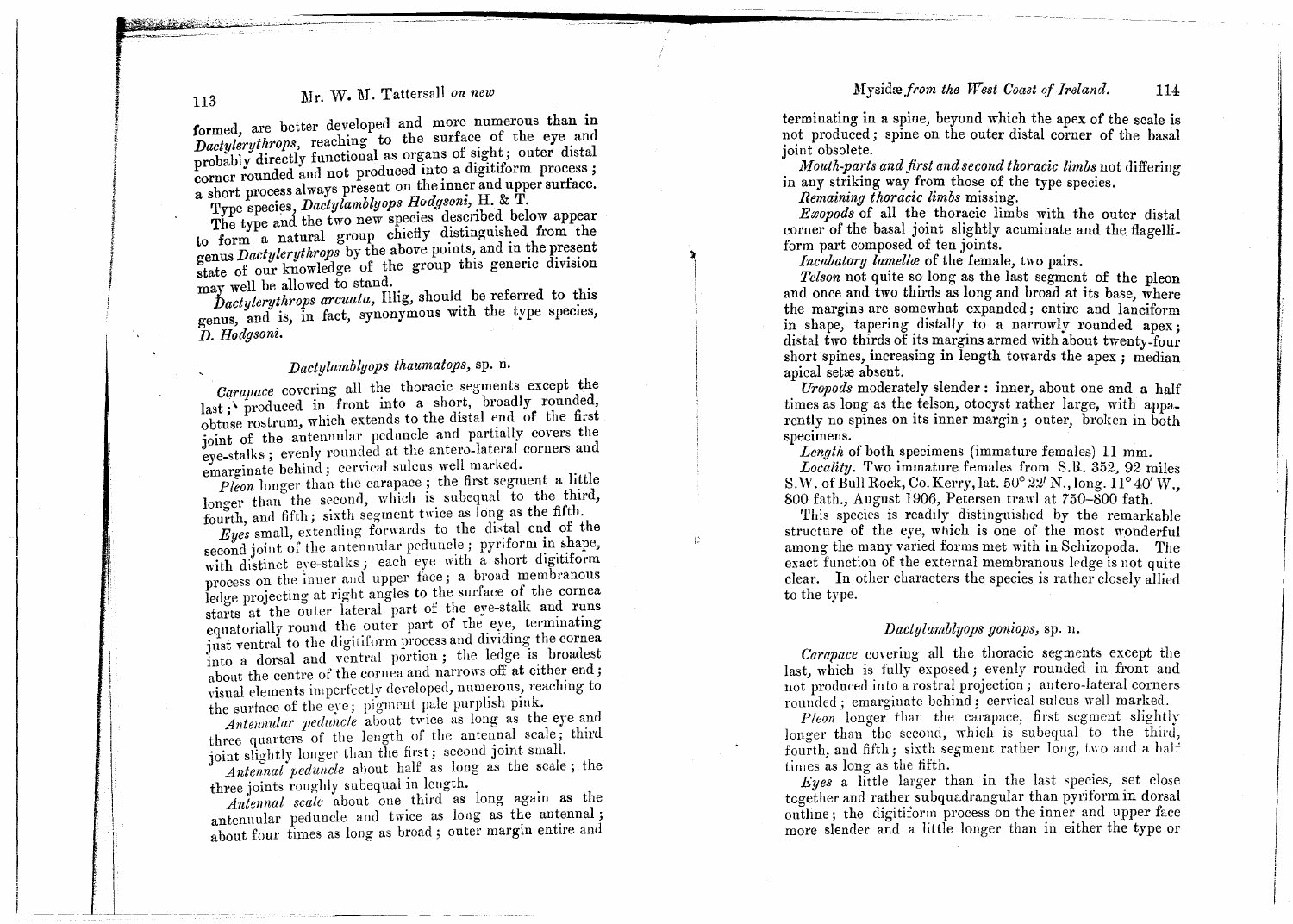formed, are better developed and more numerous than in *Dactylerythrops*, reaching to the surface of the eye and probably directly functional as organs of sight; outer distal corner rounded and not produced into a digitiform process; a short process always present on the inner and upper surface.

Type species, *Dactylamblyops Hodgsoni*, H. & T.

The type and the two new species described below appear to form a natural group chiefly distinguished from the genus *Dactylerythrops* by the above points, and in the present state of our knowledge of the group this generic division may well be allowed to stand.

*Dactylerythrops arcuata*, Illig, should be referred to this genus, and is, in fact, synonymous with the type species, *D. Hodgsoni*.

### *Dactylamblyops thaumatops*, sp. n.

*Carapace* covering all the thoracic segments except the last; produced in front into a short, broadly rounded, obtuse rostrum, which extends to the distal end of the first joint of the antennular peduncle and partially covers the eye-stalks; evenly rounded at the antero-lateral corners and emarginate behind; cervical sulcus well marked.

*Pleon* longer than the carapace; the first segment a little longer than the second, which is subequal to the third, fourth, and fifth; sixth segment twice as long as the fifth.

*Eyes* small, extending forwards to the distal end of the second joint of the antennular peduncle; pyriform in shape, with distinct eye-stalks; each eye with a short digitiform process on the inner and upper face; a broad membranous ledge projecting at right angles to the surface of the cornea starts at the outer lateral part of the eye-stalk and runs equatorially round the outer part of the eye, terminating just ventral to the digitiform process and dividing the cornea into a dorsal and ventral portion; the ledge is broadest about the centre of the cornea and narrows off at either end; visual elements imperfectly developed, numerous, reaching to the surface of the eye; pigment pale purplish pink.

*Antennular peduncle* about twice as long as the eye and three quarters of the length of the antennal scale; third joint slightly longer than the first; second joint small.

*Antennal peduncle* about half as long as the scale; the three joints roughly subequal in length.

*Antennal scale* about one third as long again as the antennular peduncle and twice as long as the antennal; about four times as long as broad; outer margin entire and terminating in a spine, beyond which the apex of the scale is not produced; spine on the outer distal corner of the basal joint obsolete.

*Mouth-parts and first and second thoracic limbs* not differing in any striking way from those of the type species.

*Remaining thoracic limbs* missing.

*Exopods* of all the thoracic limbs with the outer distal corner of the basal joint slightly acuminate and the flagelliform part composed of ten joints.

*Incubatory lamellæ* of the female, two pairs.

*Telson* not quite so long as the last segment of the pleon and once and two thirds as long and broad at its base, where the margins are somewhat expanded; entire and lanciform in shape, tapering distally to a narrowly rounded apex; distal two thirds of its margins armed with about twenty-four short spines, increasing in length towards the apex; median apical setæ absent.

*Uropods* moderately slender: inner, about one and a half times as long as the telson, otocyst rather large, with apparently no spines on its inner margin; outer, broken in both specimens.

*Length* of both specimens (immature females) 11 mm.

*Locality*. Two immature females from S.R. 352, 92 miles S.W. of Bull Rock, Co. Kerry, lat. 50° 22′ N., long. 11° 40′ W., 800 fath., August 1906, Petersen trawl at 750–800 fath.

This species is readily distinguished by the remarkable structure of the eye, which is one of the most wonderful among the many varied forms met with in Schizopoda. The exact function of the external membranous ledge is not quite clear. In other characters the species is rather closely allied to the type.

### *Dactylamblyops goniops*, sp. n.

*Carapace* covering all the thoracic segments except the last, which is fully exposed; evenly rounded in front and not produced into a rostral projection; antero-lateral corners rounded; emarginate behind; cervical sulcus well marked.

*Pleon* longer than the carapace, first segment slightly longer than the second, which is subequal to the third, fourth, and fifth; sixth segment rather long, two and a half times as long as the fifth.

*Eyes* a little larger than in the last species, set close together and rather subquadrangular than pyriform in dorsal outline; the digitiform process on the inner and upper face more slender and a little longer than in either the type or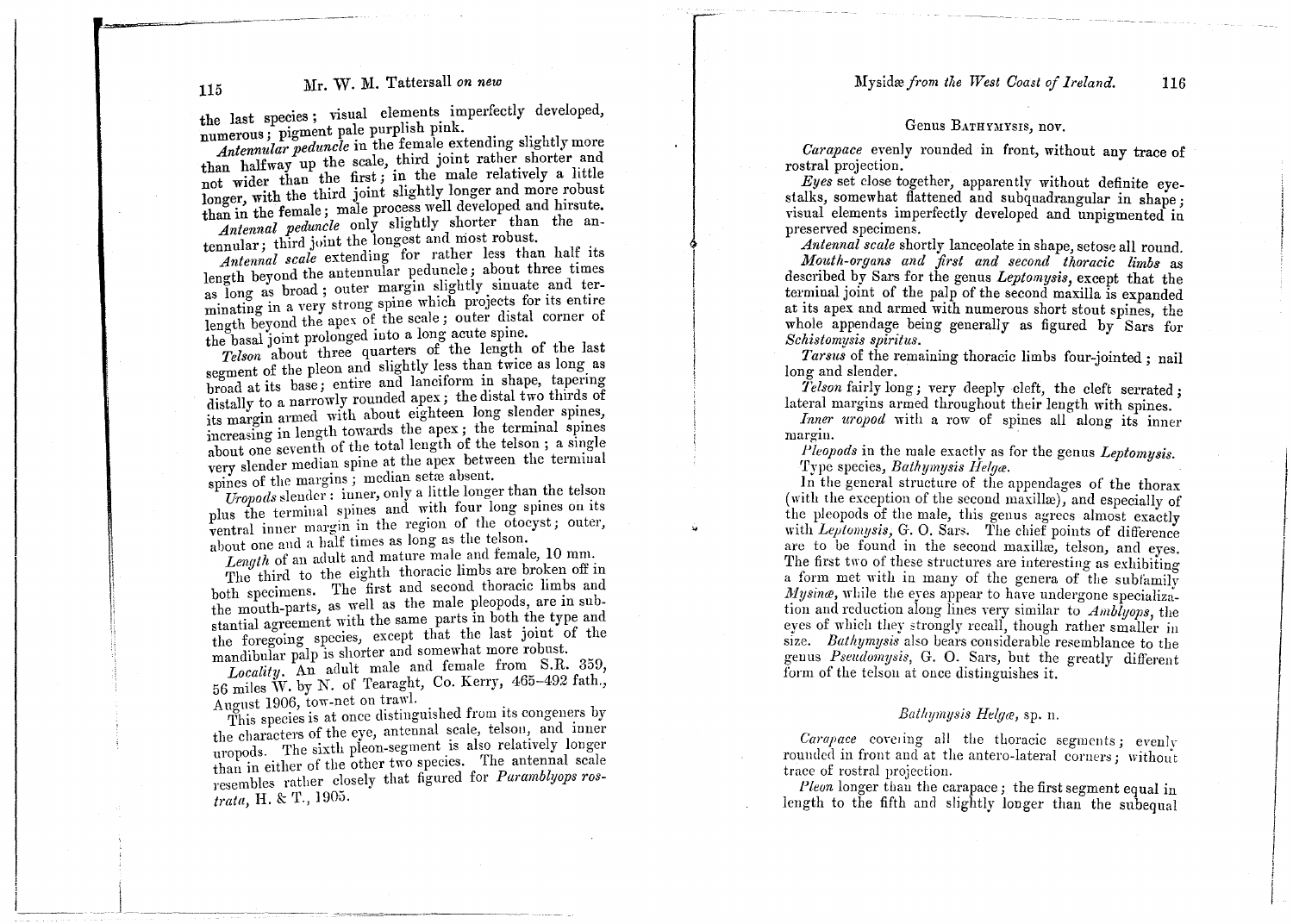the last species; visual elements imperfectly developed, numerous; pigment pale purplish pink.

*Antennular peduncle* in the female extending slightly more than halfway up the scale, third joint rather shorter and not wider than the first; in the male relatively a little longer, with the third joint slightly longer and more robust than in the female; male process well developed and hirsute.

*Antennal peduncle* only slightly shorter than the antennular; third joint the longest and most robust.

*Antennal scale* extending for rather less than half its length beyond the antennular peduncle; about three times as long as broad; outer margin slightly sinuate and terminating in a very strong spine which projects for its entire length beyond the apex of the scale; outer distal corner of the basal joint prolonged into a long acute spine.

*Telson* about three quarters of the length of the last segment of the pleon and slightly less than twice as long as broad at its base; entire and lanciform in shape, tapering distally to a narrowly rounded apex; the distal two thirds of its margin armed with about eighteen long slender spines, increasing in length towards the apex; the terminal spines about one seventh of the total length of the telson; a single very slender median spine at the apex between the terminal spines of the margins; median setæ absent.

*Uropods* slender: inner, only a little longer than the telson plus the terminal spines and with four long spines on its ventral inner margin in the region of the otocyst; outer, about one and a half times as long as the telson.

*Length* of an adult and mature male and female, 10 mm.

The third to the eighth thoracic limbs are broken off in both specimens. The first and second thoracic limbs and the mouth-parts, as well as the male pleopods, are in substantial agreement with the same parts in both the type and the foregoing species, except that the last joint of the mandibular palp is shorter and somewhat more robust.

*Locality.* An adult male and female from S.R. 359, 56 miles W. by N. of Tearaght, Co. Kerry, 465–492 fath., August 1906, tow-net on trawl.

This species is at once distinguished from its congeners by the characters of the eye, antennal scale, telson, and inner uropods. The sixth pleon-segment is also relatively longer than in either of the other two species. The antennal scale resembles rather closely that figured for *Paramblyops rostrata*, H. & T., 1905.

## Genus BATHYMYSIS, nov.

*Carapace* evenly rounded in front, without any trace of rostral projection.

*Eyes* set close together, apparently without definite eye-stalks, somewhat flattened and subquadrangular in shape; visual elements imperfectly developed and unpigmented in preserved specimens.

*Antennal scale* shortly lanceolate in shape, setose all round.

*Mouth-organs and first and second thoracic limbs* as described by Sars for the genus *Leptomysis*, except that the terminal joint of the palp of the second maxilla is expanded at its apex and armed with numerous short stout spines, the whole appendage being generally as figured by Sars for *Schistomysis spiritus*.

*Tarsus* of the remaining thoracic limbs four-jointed; nail long and slender.

*Telson* fairly long; very deeply cleft, the cleft serrated; lateral margins armed throughout their length with spines.

*Inner uropod* with a row of spines all along its inner margin.

*Pleopods* in the male exactly as for the genus *Leptomysis*.

Type species, *Bathymysis Helgæ*.

In the general structure of the appendages of the thorax (with the exception of the second maxillæ), and especially of the pleopods of the male, this genus agrees almost exactly with *Leptomysis*, G. O. Sars. The chief points of difference are to be found in the second maxillæ, telson, and eyes. The first two of these structures are interesting as exhibiting a form met with in many of the genera of the subfamily *Mysinæ*, while the eyes appear to have undergone specialization and reduction along lines very similar to *Amblyops*, the eyes of which they strongly recall, though rather smaller in size. *Bathymysis* also bears considerable resemblance to the genus *Pseudomysis*, G. O. Sars, but the greatly different form of the telson at once distinguishes it.

### *Bathymysis Helgæ*, sp. n.

*Carapace* covering all the thoracic segments; evenly rounded in front and at the antero-lateral corners; without trace of rostral projection.

*Pleon* longer than the carapace; the first segment equal in length to the fifth and slightly longer than the subequal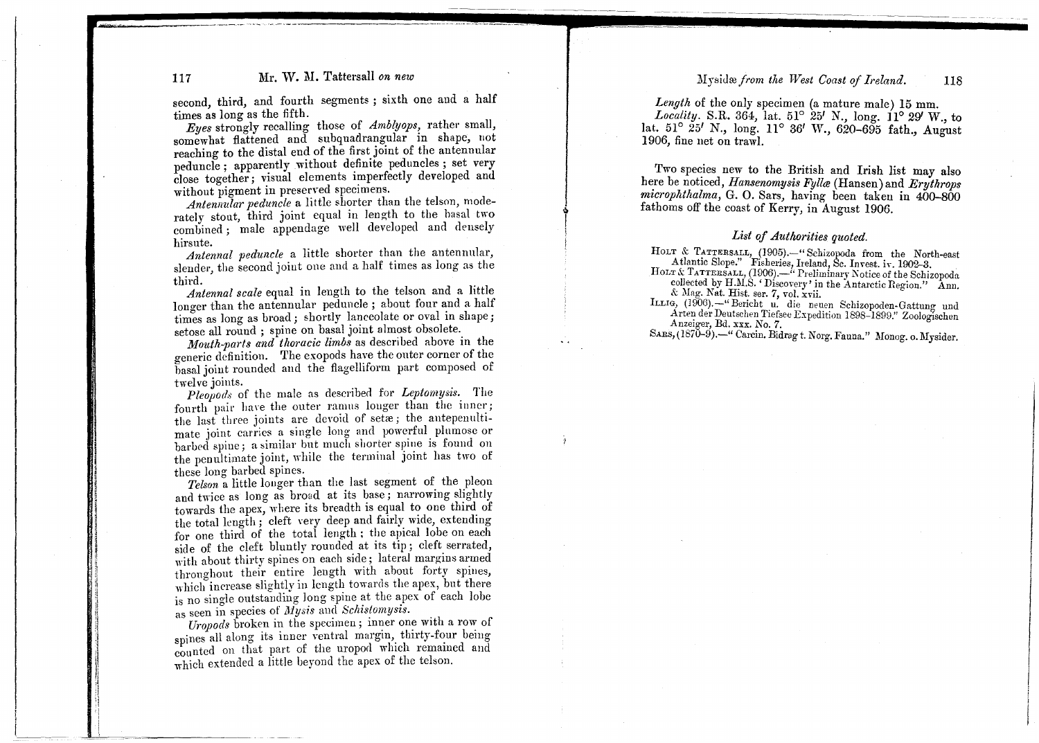second, third, and fourth segments; sixth one and a half times as long as the fifth.

*Eyes* strongly recalling those of *Amblyops*, rather small, somewhat flattened and subquadrangular in shape, not reaching to the distal end of the first joint of the antennular peduncle; apparently without definite peduncles; set very close together; visual elements imperfectly developed and without pigment in preserved specimens.

*Antennular peduncle* a little shorter than the telson, moderately stout, third joint equal in length to the basal two combined; male appendage well developed and densely hirsute.

*Antennal peduncle* a little shorter than the antennular, slender, the second joint one and a half times as long as the third.

*Antennal scale* equal in length to the telson and a little longer than the antennular peduncle; about four and a half times as long as broad; shortly lanceolate or oval in shape; setose all round; spine on basal joint almost obsolete.

*Mouth-parts and thoracic limbs* as described above in the generic definition. The exopods have the outer corner of the basal joint rounded and the flagelliform part composed of twelve joints.

*Pleopods* of the male as described for *Leptomysis*. The fourth pair have the outer ramus longer than the inner; the last three joints are devoid of setæ; the antepenultimate joint carries a single long and powerful plumose or barbed spine; a similar but much shorter spine is found on the penultimate joint, while the terminal joint has two of these long barbed spines.

*Telson* a little longer than the last segment of the pleon and twice as long as broad at its base; narrowing slightly towards the apex, where its breadth is equal to one third of the total length; cleft very deep and fairly wide, extending for one third of the total length; the apical lobe on each side of the cleft bluntly rounded at its tip; cleft serrated, with about thirty spines on each side; lateral margins armed throughout their entire length with about forty spines, which increase slightly in length towards the apex, but there is no single outstanding long spine at the apex of each lobe as seen in species of *Mysis* and *Schistomysis*.

*Uropods* broken in the specimen; inner one with a row of spines all along its inner ventral margin, thirty-four being counted on that part of the uropod which remained and which extended a little beyond the apex of the telson.

*Length* of the only specimen (a mature male) 15 mm.

*Locality*. S.R. 364, lat. 51° 25′ N., long. 11° 29′ W., to lat. 51° 25′ N., long. 11° 36′ W., 620–695 fath., August 1906, fine net on trawl.

Two species new to the British and Irish list may also here be noticed, *Hansenomysis Fyllæ* (Hansen) and *Erythrops microphthalma*, G. O. Sars, having been taken in 400–800 fathoms off the coast of Kerry, in August 1906.

### *List of Authorities quoted.*

Holt & Tattersall, (1905).—"Schizopoda from the North-east Atlantic Slope." Fisheries, Ireland, Sc. Invest. iv. 1902–3.

Holt & Tattersall, (1906).—"Preliminary Notice of the Schizopoda collected by H.M.S. 'Discovery' in the Antarctic Region." Ann. & Mag. Nat. Hist. ser. 7, vol. xvii.

Illig, (1906).—"Bericht u. die neuen Schizopoden-Gattung und Arten der Deutschen Tiefsee Expedition 1898–1899." Zoologischen Anzeiger, Bd. xxx. No. 7.

Sars, (1870–9).—"Carcin. Bidrag t. Norg. Fauna." Monog. o. Mysider.